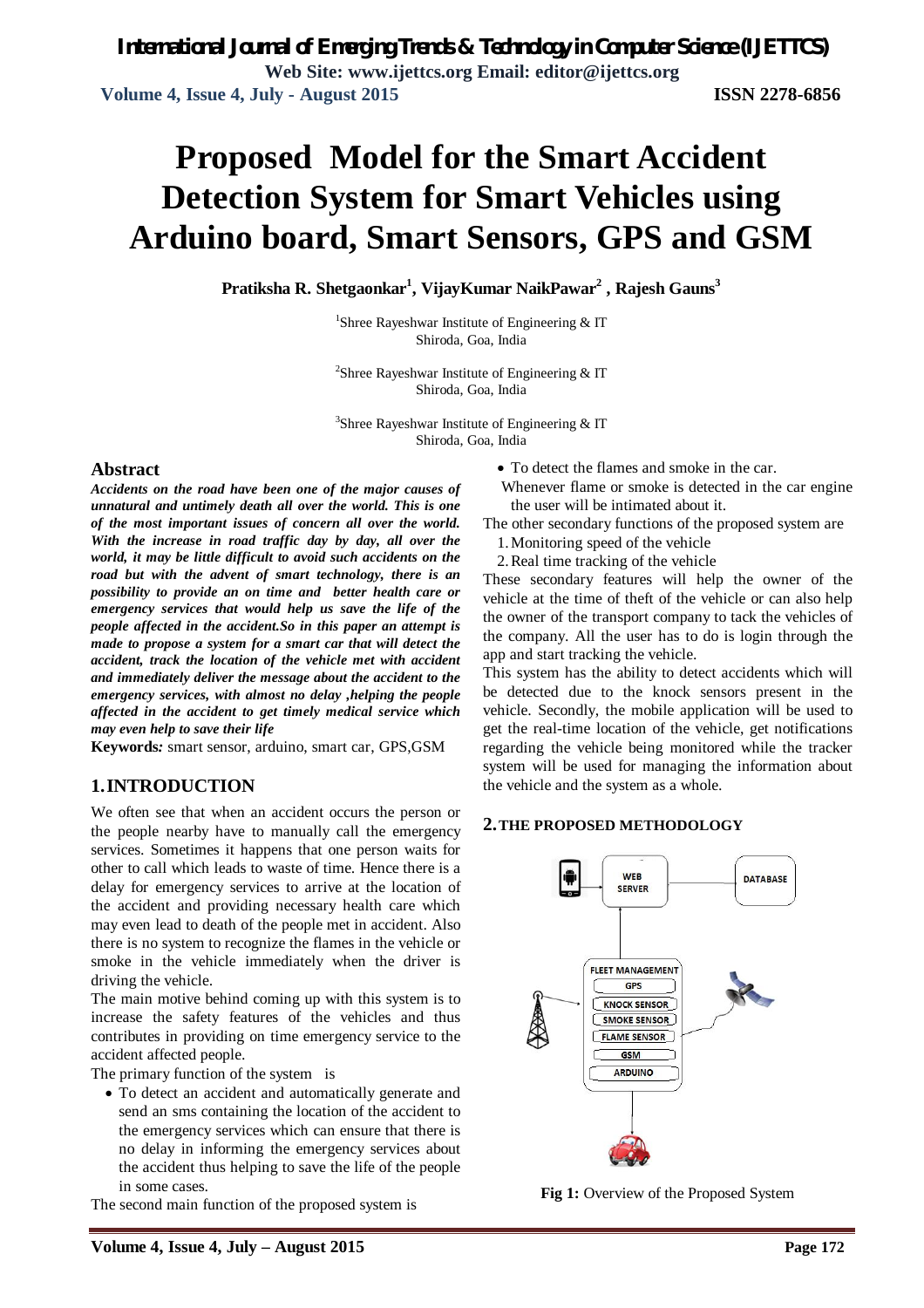# Proposed Model for the Smart Accident Detection System for Smart Vehicles using Arduino board, Smart Sensors, GPS and GSM

**Pratiksha R. Shetgaonkar[1], VijayKumar NaikPawar[2] , Rajesh Gauns[3]**

[1]Shree Rayeshwar Institute of Engineering & IT
Shiroda, Goa, India

[2]Shree Rayeshwar Institute of Engineering & IT
Shiroda, Goa, India

[3]Shree Rayeshwar Institute of Engineering & IT
Shiroda, Goa, India

## Abstract

***Accidents on the road have been one of the major causes of unnatural and untimely death all over the world. This is one of the most important issues of concern all over the world. With the increase in road traffic day by day, all over the world, it may be little difficult to avoid such accidents on the road but with the advent of smart technology, there is an possibility to provide an on time and better health care or emergency services that would help us save the life of the people affected in the accident.So in this paper an attempt is made to propose a system for a smart car that will detect the accident, track the location of the vehicle met with accident and immediately deliver the message about the accident to the emergency services, with almost no delay ,helping the people affected in the accident to get timely medical service which may even help to save their life***

**Keywords***:* smart sensor, arduino, smart car, GPS,GSM

## 1.INTRODUCTION

We often see that when an accident occurs the person or the people nearby have to manually call the emergency services. Sometimes it happens that one person waits for other to call which leads to waste of time. Hence there is a delay for emergency services to arrive at the location of the accident and providing necessary health care which may even lead to death of the people met in accident. Also there is no system to recognize the flames in the vehicle or smoke in the vehicle immediately when the driver is driving the vehicle.

The main motive behind coming up with this system is to increase the safety features of the vehicles and thus contributes in providing on time emergency service to the accident affected people.

The primary function of the system is

- To detect an accident and automatically generate and send an sms containing the location of the accident to the emergency services which can ensure that there is no delay in informing the emergency services about the accident thus helping to save the life of the people in some cases.

The second main function of the proposed system is

- To detect the flames and smoke in the car.

Whenever flame or smoke is detected in the car engine the user will be intimated about it.

The other secondary functions of the proposed system are

1. Monitoring speed of the vehicle
2. Real time tracking of the vehicle

These secondary features will help the owner of the vehicle at the time of theft of the vehicle or can also help the owner of the transport company to tack the vehicles of the company. All the user has to do is login through the app and start tracking the vehicle.

This system has the ability to detect accidents which will be detected due to the knock sensors present in the vehicle. Secondly, the mobile application will be used to get the real-time location of the vehicle, get notifications regarding the vehicle being monitored while the tracker system will be used for managing the information about the vehicle and the system as a whole.

## 2.THE PROPOSED METHODOLOGY

WEB SERVER

DATABASE

FLEET MANAGEMENT

GPS

KNOCK SENSOR

SMOKE SENSOR

FLAME SENSOR

GSM

ARDUINO

**Fig 1:** Overview of the Proposed System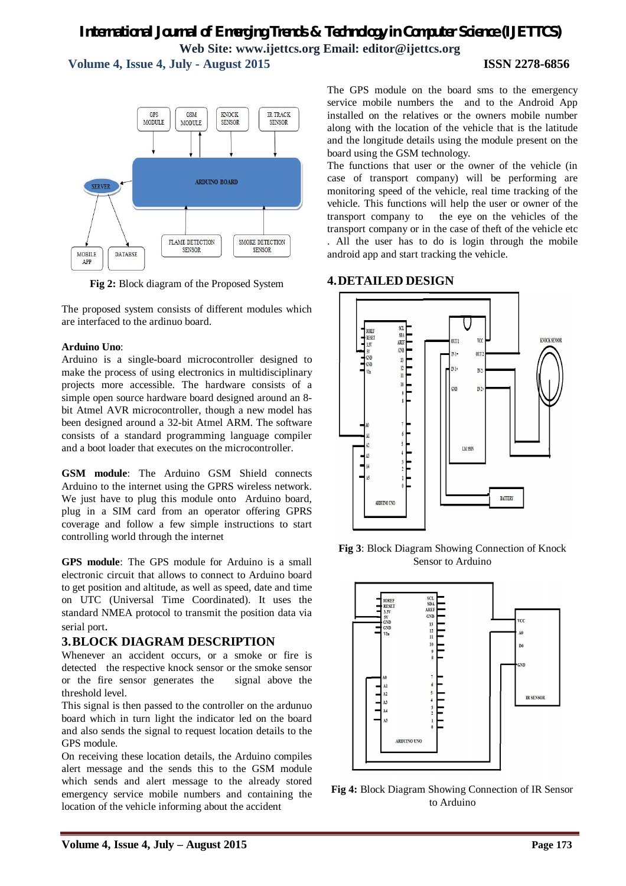Fig 2: Block diagram of the Proposed System

The proposed system consists of different modules which are interfaced to the ardinuo board.

**Arduino Uno**:
Arduino is a single-board microcontroller designed to make the process of using electronics in multidisciplinary projects more accessible. The hardware consists of a simple open source hardware board designed around an 8-bit Atmel AVR microcontroller, though a new model has been designed around a 32-bit Atmel ARM. The software consists of a standard programming language compiler and a boot loader that executes on the microcontroller.

**GSM module**: The Arduino GSM Shield connects Arduino to the internet using the GPRS wireless network. We just have to plug this module onto Arduino board, plug in a SIM card from an operator offering GPRS coverage and follow a few simple instructions to start controlling world through the internet

**GPS module**: The GPS module for Arduino is a small electronic circuit that allows to connect to Arduino board to get position and altitude, as well as speed, date and time on UTC (Universal Time Coordinated). It uses the standard NMEA protocol to transmit the position data via serial port.

## 3. BLOCK DIAGRAM DESCRIPTION

Whenever an accident occurs, or a smoke or fire is detected the respective knock sensor or the smoke sensor or the fire sensor generates the signal above the threshold level.

This signal is then passed to the controller on the ardunuo board which in turn light the indicator led on the board and also sends the signal to request location details to the GPS module.

On receiving these location details, the Arduino compiles alert message and the sends this to the GSM module which sends and alert message to the already stored emergency service mobile numbers and containing the location of the vehicle informing about the accident

The GPS module on the board sms to the emergency service mobile numbers the and to the Android App installed on the relatives or the owners mobile number along with the location of the vehicle that is the latitude and the longitude details using the module present on the board using the GSM technology.

The functions that user or the owner of the vehicle (in case of transport company) will be performing are monitoring speed of the vehicle, real time tracking of the vehicle. This functions will help the user or owner of the transport company to the eye on the vehicles of the transport company or in the case of theft of the vehicle etc . All the user has to do is login through the mobile android app and start tracking the vehicle.

## 4. DETAILED DESIGN

**Fig 3**: Block Diagram Showing Connection of Knock Sensor to Arduino

**Fig 4:** Block Diagram Showing Connection of IR Sensor to Arduino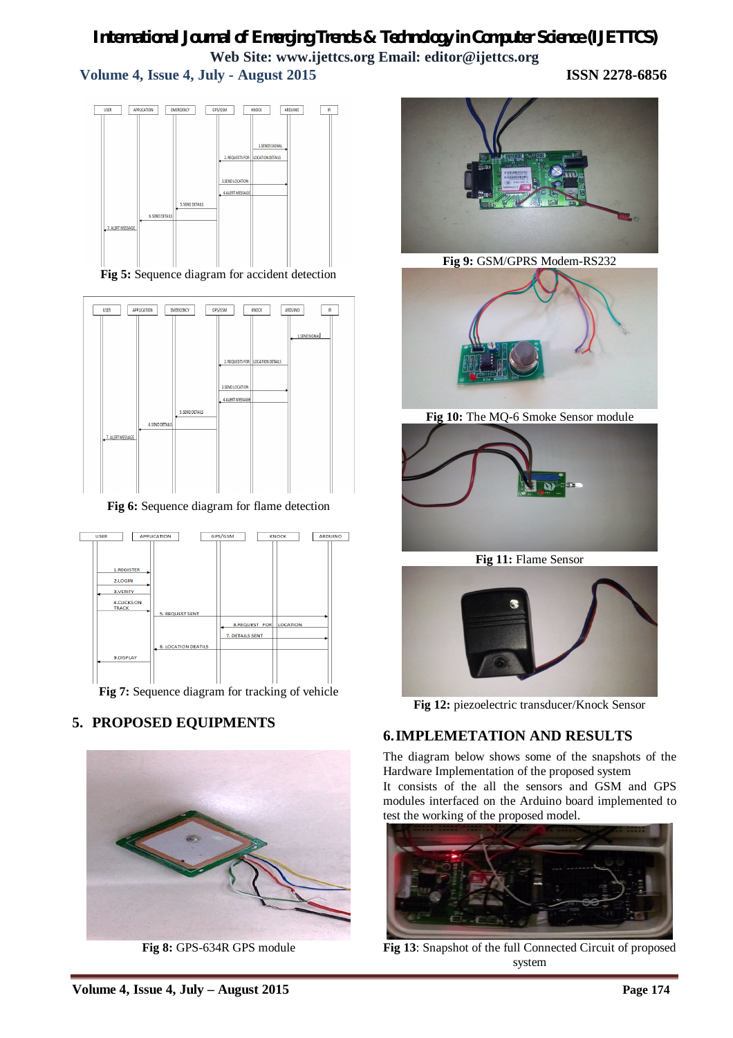Fig 5: Sequence diagram for accident detection

Fig 6: Sequence diagram for flame detection

Fig 7: Sequence diagram for tracking of vehicle

## 5. PROPOSED EQUIPMENTS

**Fig 8:** GPS-634R GPS module

**Fig 9:** GSM/GPRS Modem-RS232

**Fig 10:** The MQ-6 Smoke Sensor module

**Fig 11:** Flame Sensor

**Fig 12:** piezoelectric transducer/Knock Sensor

## 6. IMPLEMETATION AND RESULTS

The diagram below shows some of the snapshots of the Hardware Implementation of the proposed system

It consists of the all the sensors and GSM and GPS modules interfaced on the Arduino board implemented to test the working of the proposed model.

**Fig 13**: Snapshot of the full Connected Circuit of proposed system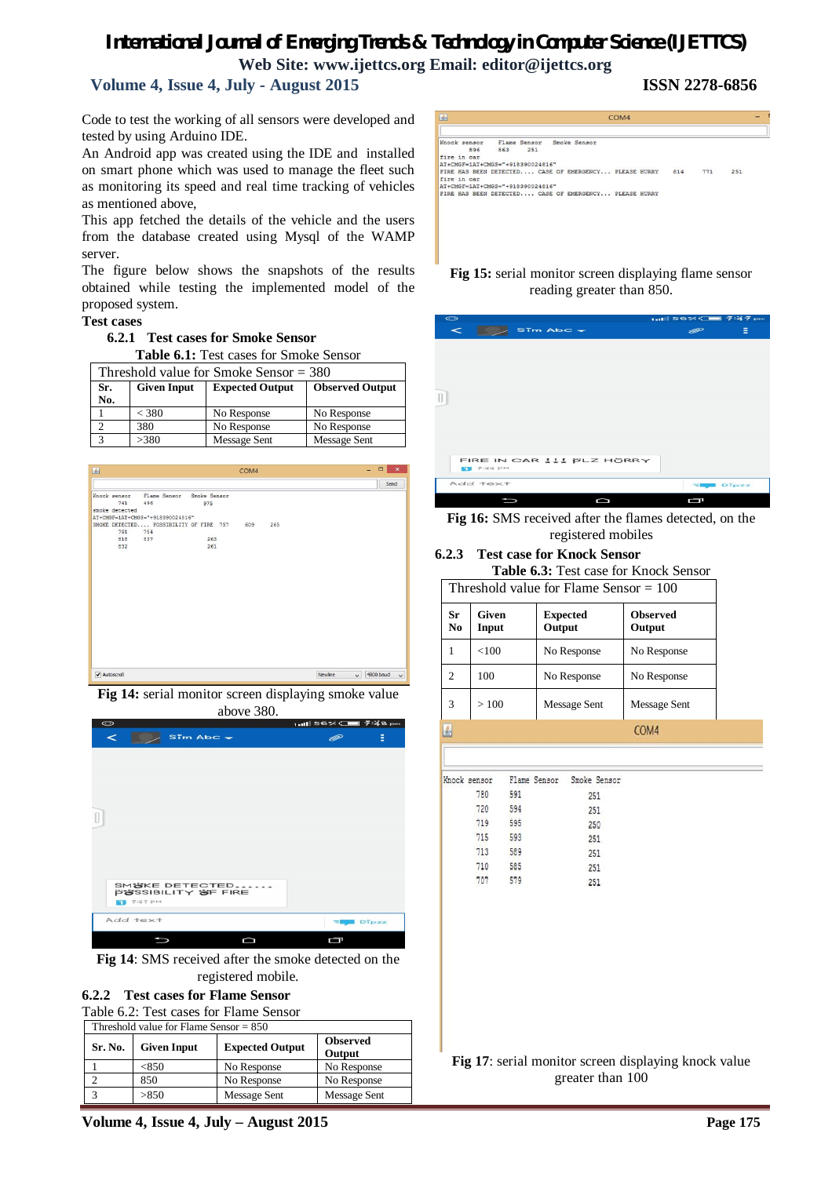Code to test the working of all sensors were developed and tested by using Arduino IDE.

An Android app was created using the IDE and installed on smart phone which was used to manage the fleet such as monitoring its speed and real time tracking of vehicles as mentioned above,

This app fetched the details of the vehicle and the users from the database created using Mysql of the WAMP server.

The figure below shows the snapshots of the results obtained while testing the implemented model of the proposed system.

**Test cases**

### 6.2.1 Test cases for Smoke Sensor

**Table 6.1:** Test cases for Smoke Sensor

| Threshold value for Smoke Sensor = 380 | | | |
|---|---|---|---|
| **Sr. No.** | **Given Input** | **Expected Output** | **Observed Output** |
| 1 | < 380 | No Response | No Response |
| 2 | 380 | No Response | No Response |
| 3 | >380 | Message Sent | Message Sent |

**Fig 14:** serial monitor screen displaying smoke value above 380.

**Fig 14**: SMS received after the smoke detected on the registered mobile.

### 6.2.2 Test cases for Flame Sensor

Table 6.2: Test cases for Flame Sensor

| Threshold value for Flame Sensor = 850 | | | |
|---|---|---|---|
| **Sr. No.** | **Given Input** | **Expected Output** | **Observed Output** |
| 1 | <850 | No Response | No Response |
| 2 | 850 | No Response | No Response |
| 3 | >850 | Message Sent | Message Sent |

**Fig 15:** serial monitor screen displaying flame sensor reading greater than 850.

**Fig 16:** SMS received after the flames detected, on the registered mobiles

### 6.2.3 Test case for Knock Sensor

**Table 6.3:** Test case for Knock Sensor

| Threshold value for Flame Sensor = 100 | | | |
|---|---|---|---|
| **Sr No** | **Given Input** | **Expected Output** | **Observed Output** |
| 1 | <100 | No Response | No Response |
| 2 | 100 | No Response | No Response |
| 3 | > 100 | Message Sent | Message Sent |

**Fig 17**: serial monitor screen displaying knock value greater than 100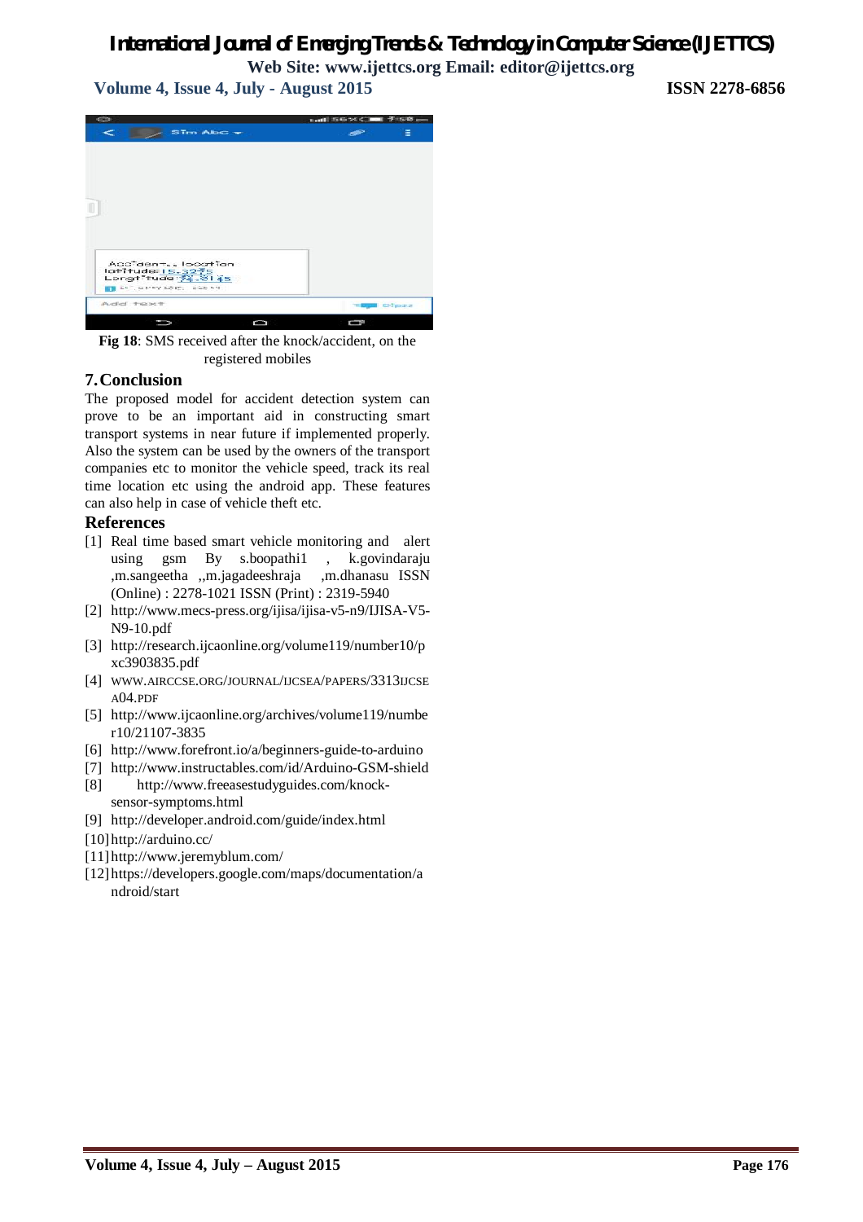**Fig 18**: SMS received after the knock/accident, on the registered mobiles

## 7. Conclusion

The proposed model for accident detection system can prove to be an important aid in constructing smart transport systems in near future if implemented properly. Also the system can be used by the owners of the transport companies etc to monitor the vehicle speed, track its real time location etc using the android app. These features can also help in case of vehicle theft etc.

## References

[1] Real time based smart vehicle monitoring and alert using gsm By s.boopathi1 , k.govindaraju ,m.sangeetha ,,m.jagadeeshraja ,m.dhanasu ISSN (Online) : 2278-1021 ISSN (Print) : 2319-5940

[2] http://www.mecs-press.org/ijisa/ijisa-v5-n9/IJISA-V5-N9-10.pdf

[3] http://research.ijcaonline.org/volume119/number10/pxc3903835.pdf

[4] WWW.AIRCCSE.ORG/JOURNAL/IJCSEA/PAPERS/3313IJCSEA04.PDF

[5] http://www.ijcaonline.org/archives/volume119/number10/21107-3835

[6] http://www.forefront.io/a/beginners-guide-to-arduino

[7] http://www.instructables.com/id/Arduino-GSM-shield

[8] http://www.freeasestudyguides.com/knock-sensor-symptoms.html

[9] http://developer.android.com/guide/index.html

[10] http://arduino.cc/

[11] http://www.jeremyblum.com/

[12] https://developers.google.com/maps/documentation/android/start